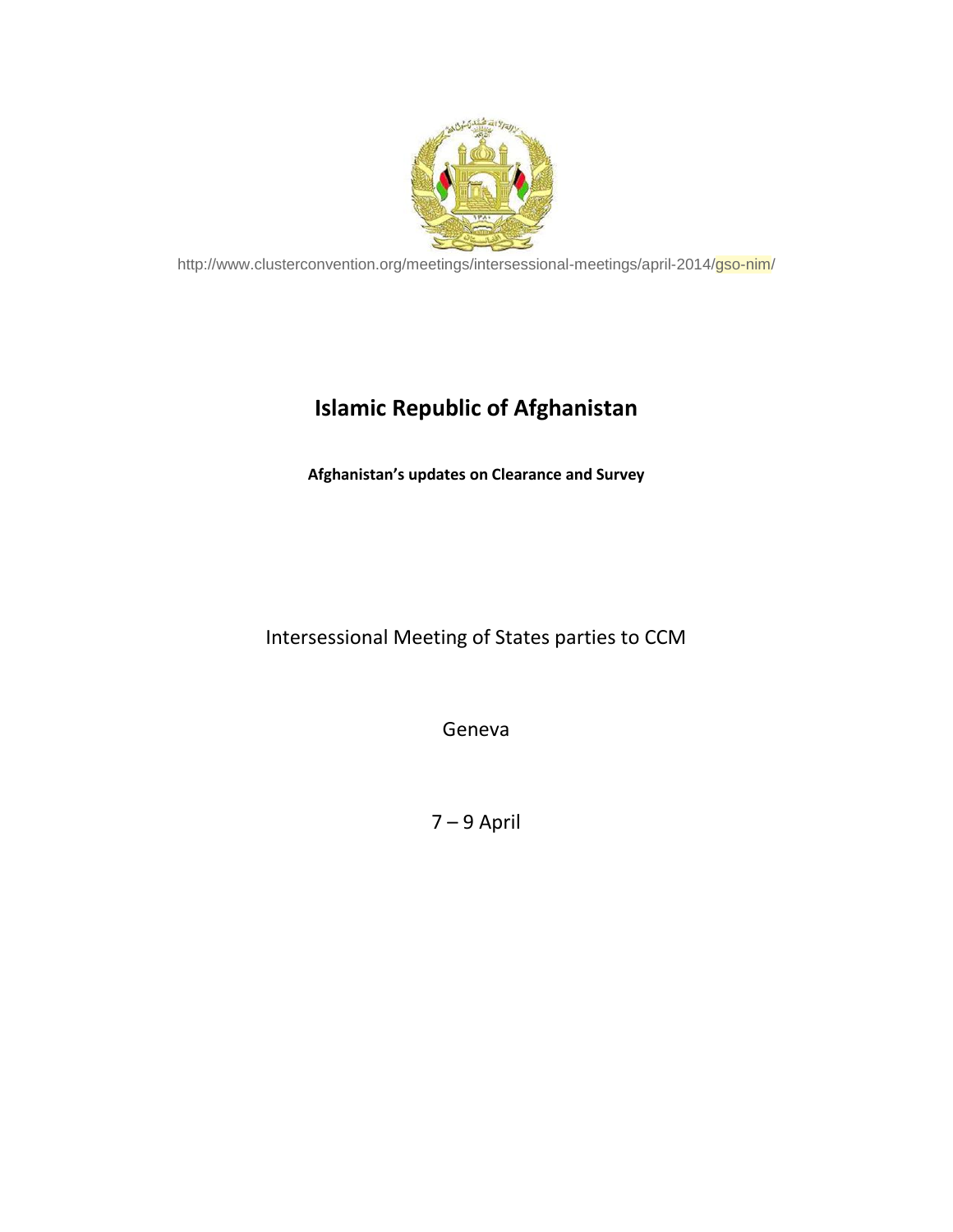http://www.clusterconvention.org/meetings/intersessional-meetings/april-2014/gso-nim/

# Islamic Republic of Afghanistan

**Afghanistan's updates on Clearance and Survey**

Intersessional Meeting of States parties to CCM

Geneva

7 – 9 April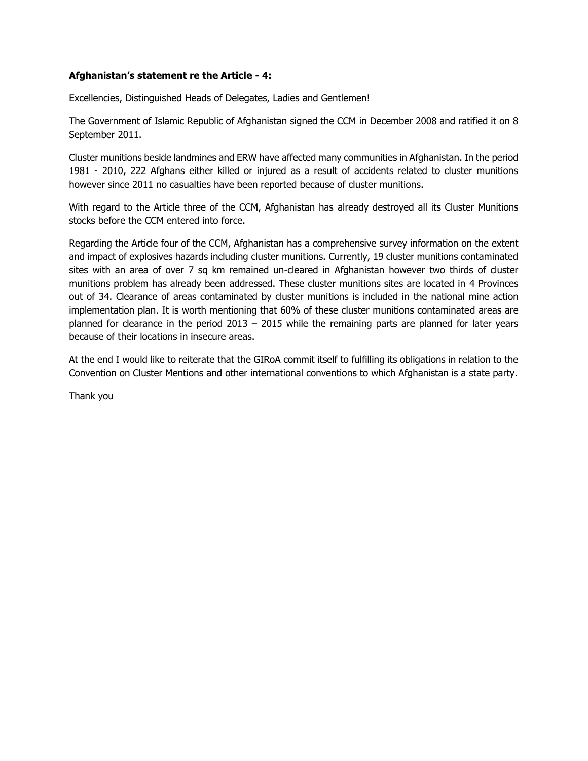**Afghanistan's statement re the Article - 4:**

Excellencies, Distinguished Heads of Delegates, Ladies and Gentlemen!

The Government of Islamic Republic of Afghanistan signed the CCM in December 2008 and ratified it on 8 September 2011.

Cluster munitions beside landmines and ERW have affected many communities in Afghanistan. In the period 1981 - 2010, 222 Afghans either killed or injured as a result of accidents related to cluster munitions however since 2011 no casualties have been reported because of cluster munitions.

With regard to the Article three of the CCM, Afghanistan has already destroyed all its Cluster Munitions stocks before the CCM entered into force.

Regarding the Article four of the CCM, Afghanistan has a comprehensive survey information on the extent and impact of explosives hazards including cluster munitions. Currently, 19 cluster munitions contaminated sites with an area of over 7 sq km remained un-cleared in Afghanistan however two thirds of cluster munitions problem has already been addressed. These cluster munitions sites are located in 4 Provinces out of 34. Clearance of areas contaminated by cluster munitions is included in the national mine action implementation plan. It is worth mentioning that 60% of these cluster munitions contaminated areas are planned for clearance in the period 2013 – 2015 while the remaining parts are planned for later years because of their locations in insecure areas.

At the end I would like to reiterate that the GIRoA commit itself to fulfilling its obligations in relation to the Convention on Cluster Mentions and other international conventions to which Afghanistan is a state party.

Thank you